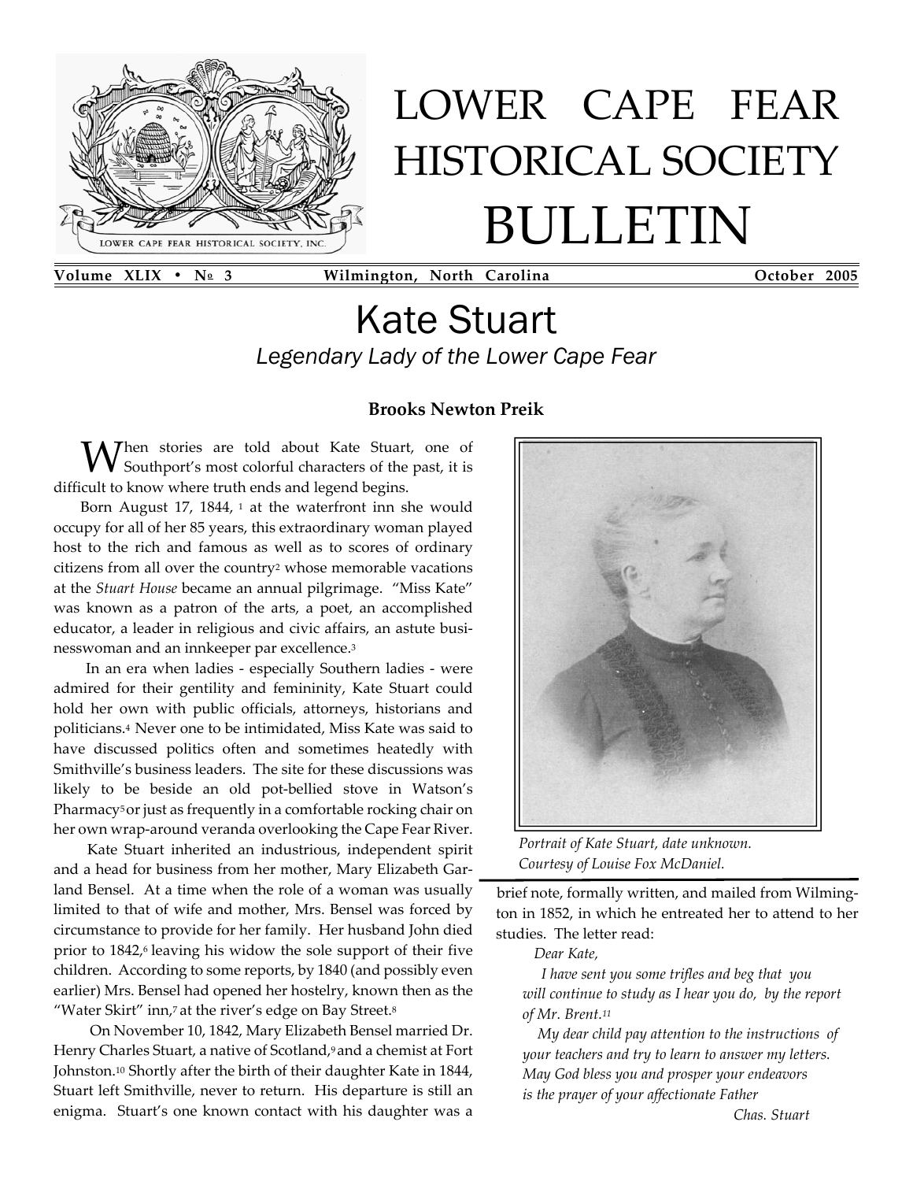# LOWER CAPE FEAR HISTORICAL SOCIETY BULLETIN

**Volume XLIX • № 3 — Wilmington, North Carolina — October 2005**

# Kate Stuart

*Legendary Lady of the Lower Cape Fear*

**Brooks Newton Preik**

When stories are told about Kate Stuart, one of Southport's most colorful characters of the past, it is difficult to know where truth ends and legend begins.

Born August 17, 1844, [1] at the waterfront inn she would occupy for all of her 85 years, this extraordinary woman played host to the rich and famous as well as to scores of ordinary citizens from all over the country[2] whose memorable vacations at the *Stuart House* became an annual pilgrimage. "Miss Kate" was known as a patron of the arts, a poet, an accomplished educator, a leader in religious and civic affairs, an astute businesswoman and an innkeeper par excellence.[3]

In an era when ladies - especially Southern ladies - were admired for their gentility and femininity, Kate Stuart could hold her own with public officials, attorneys, historians and politicians.[4] Never one to be intimidated, Miss Kate was said to have discussed politics often and sometimes heatedly with Smithville's business leaders. The site for these discussions was likely to be beside an old pot-bellied stove in Watson's Pharmacy[5] or just as frequently in a comfortable rocking chair on her own wrap-around veranda overlooking the Cape Fear River.

Kate Stuart inherited an industrious, independent spirit and a head for business from her mother, Mary Elizabeth Garland Bensel. At a time when the role of a woman was usually limited to that of wife and mother, Mrs. Bensel was forced by circumstance to provide for her family. Her husband John died prior to 1842,[6] leaving his widow the sole support of their five children. According to some reports, by 1840 (and possibly even earlier) Mrs. Bensel had opened her hostelry, known then as the "Water Skirt" inn,[7] at the river's edge on Bay Street.[8]

On November 10, 1842, Mary Elizabeth Bensel married Dr. Henry Charles Stuart, a native of Scotland,[9] and a chemist at Fort Johnston.[10] Shortly after the birth of their daughter Kate in 1844, Stuart left Smithville, never to return. His departure is still an enigma. Stuart's one known contact with his daughter was a brief note, formally written, and mailed from Wilmington in 1852, in which he entreated her to attend to her studies. The letter read:

> *Dear Kate,*
>
> *I have sent you some trifles and beg that you will continue to study as I hear you do, by the report of Mr. Brent.*[11]
>
> *My dear child pay attention to the instructions of your teachers and try to learn to answer my letters. May God bless you and prosper your endeavors is the prayer of your affectionate Father*
>
> *Chas. Stuart*

*Portrait of Kate Stuart, date unknown. Courtesy of Louise Fox McDaniel.*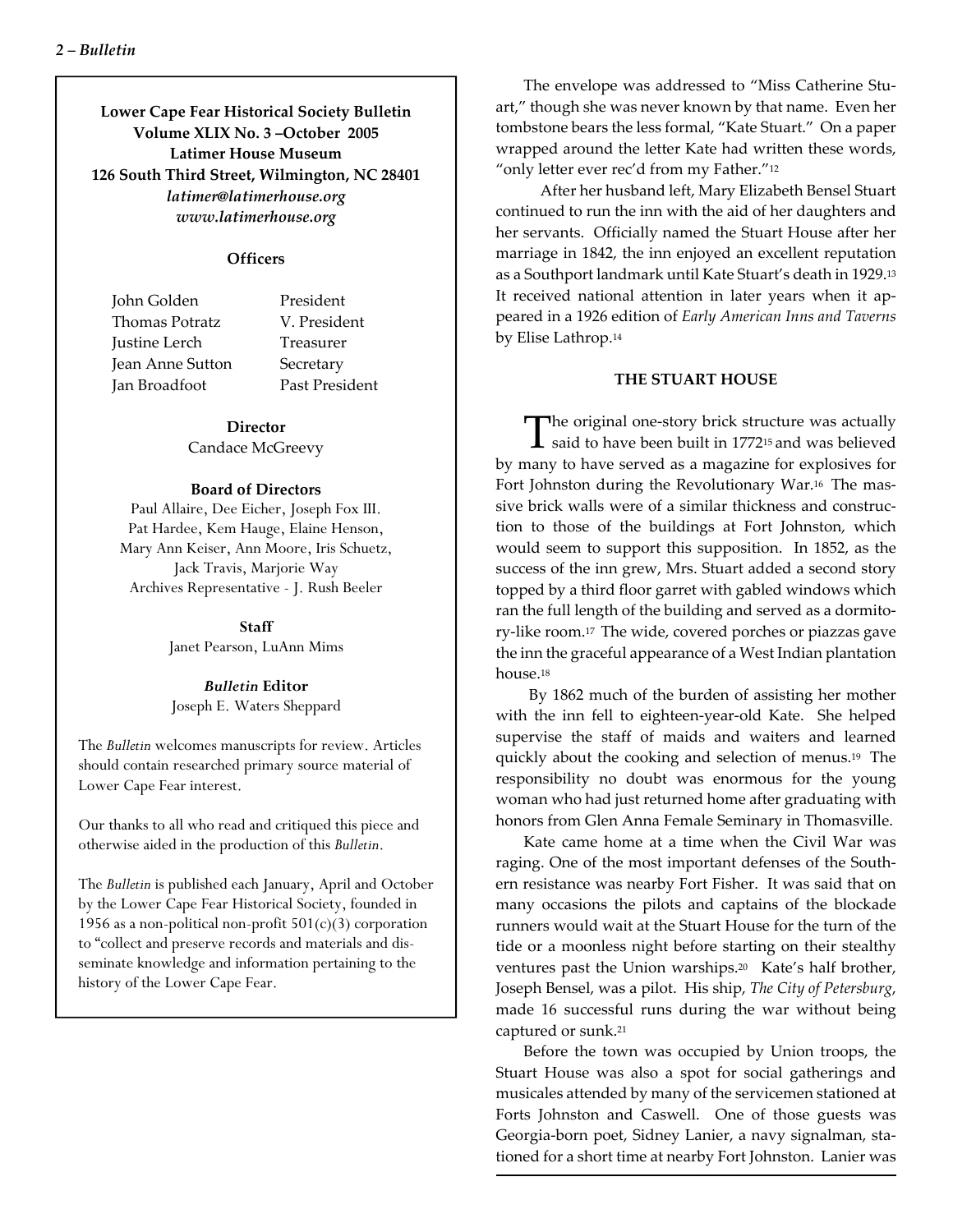**Lower Cape Fear Historical Society Bulletin**
**Volume XLIX No. 3 –October 2005**
**Latimer House Museum**
**126 South Third Street, Wilmington, NC 28401**
***latimer@latimerhouse.org***
***www.latimerhouse.org***

**Officers**

| | |
|---|---|
| John Golden | President |
| Thomas Potratz | V. President |
| Justine Lerch | Treasurer |
| Jean Anne Sutton | Secretary |
| Jan Broadfoot | Past President |

**Director**
Candace McGreevy

**Board of Directors**
Paul Allaire, Dee Eicher, Joseph Fox III. Pat Hardee, Kem Hauge, Elaine Henson, Mary Ann Keiser, Ann Moore, Iris Schuetz, Jack Travis, Marjorie Way
Archives Representative - J. Rush Beeler

**Staff**
Janet Pearson, LuAnn Mims

***Bulletin* Editor**
Joseph E. Waters Sheppard

The *Bulletin* welcomes manuscripts for review. Articles should contain researched primary source material of Lower Cape Fear interest.

Our thanks to all who read and critiqued this piece and otherwise aided in the production of this *Bulletin*.

The *Bulletin* is published each January, April and October by the Lower Cape Fear Historical Society, founded in 1956 as a non-political non-profit 501(c)(3) corporation to "collect and preserve records and materials and disseminate knowledge and information pertaining to the history of the Lower Cape Fear.

The envelope was addressed to "Miss Catherine Stuart," though she was never known by that name. Even her tombstone bears the less formal, "Kate Stuart." On a paper wrapped around the letter Kate had written these words, "only letter ever rec'd from my Father."[12]

After her husband left, Mary Elizabeth Bensel Stuart continued to run the inn with the aid of her daughters and her servants. Officially named the Stuart House after her marriage in 1842, the inn enjoyed an excellent reputation as a Southport landmark until Kate Stuart's death in 1929.[13] It received national attention in later years when it appeared in a 1926 edition of *Early American Inns and Taverns* by Elise Lathrop.[14]

### THE STUART HOUSE

The original one-story brick structure was actually said to have been built in 1772[15] and was believed by many to have served as a magazine for explosives for Fort Johnston during the Revolutionary War.[16] The massive brick walls were of a similar thickness and construction to those of the buildings at Fort Johnston, which would seem to support this supposition. In 1852, as the success of the inn grew, Mrs. Stuart added a second story topped by a third floor garret with gabled windows which ran the full length of the building and served as a dormitory-like room.[17] The wide, covered porches or piazzas gave the inn the graceful appearance of a West Indian plantation house.[18]

By 1862 much of the burden of assisting her mother with the inn fell to eighteen-year-old Kate. She helped supervise the staff of maids and waiters and learned quickly about the cooking and selection of menus.[19] The responsibility no doubt was enormous for the young woman who had just returned home after graduating with honors from Glen Anna Female Seminary in Thomasville.

Kate came home at a time when the Civil War was raging. One of the most important defenses of the Southern resistance was nearby Fort Fisher. It was said that on many occasions the pilots and captains of the blockade runners would wait at the Stuart House for the turn of the tide or a moonless night before starting on their stealthy ventures past the Union warships.[20] Kate's half brother, Joseph Bensel, was a pilot. His ship, *The City of Petersburg*, made 16 successful runs during the war without being captured or sunk.[21]

Before the town was occupied by Union troops, the Stuart House was also a spot for social gatherings and musicales attended by many of the servicemen stationed at Forts Johnston and Caswell. One of those guests was Georgia-born poet, Sidney Lanier, a navy signalman, stationed for a short time at nearby Fort Johnston. Lanier was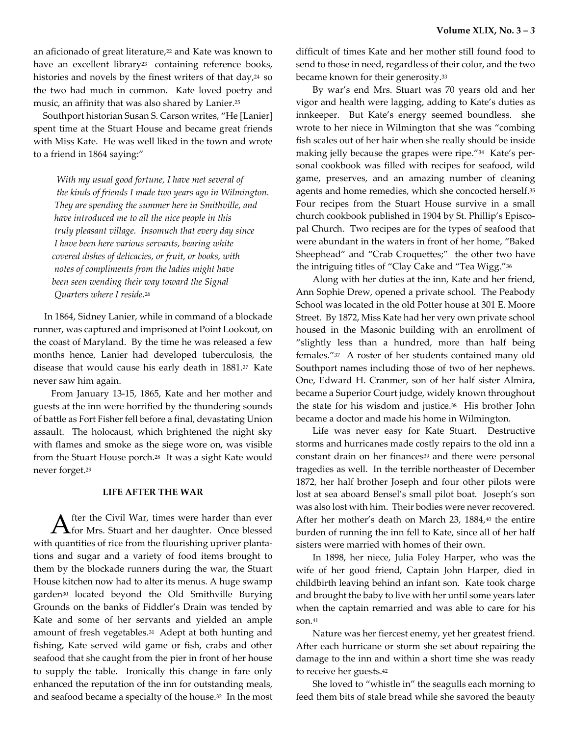an aficionado of great literature,[22] and Kate was known to have an excellent library[23] containing reference books, histories and novels by the finest writers of that day,[24] so the two had much in common. Kate loved poetry and music, an affinity that was also shared by Lanier.[25]

Southport historian Susan S. Carson writes, "He [Lanier] spent time at the Stuart House and became great friends with Miss Kate. He was well liked in the town and wrote to a friend in 1864 saying:"

> *With my usual good fortune, I have met several of the kinds of friends I made two years ago in Wilmington. They are spending the summer here in Smithville, and have introduced me to all the nice people in this truly pleasant village. Insomuch that every day since I have been here various servants, bearing white covered dishes of delicacies, or fruit, or books, with notes of compliments from the ladies might have been seen wending their way toward the Signal Quarters where I reside.*[26]

In 1864, Sidney Lanier, while in command of a blockade runner, was captured and imprisoned at Point Lookout, on the coast of Maryland. By the time he was released a few months hence, Lanier had developed tuberculosis, the disease that would cause his early death in 1881.[27] Kate never saw him again.

From January 13-15, 1865, Kate and her mother and guests at the inn were horrified by the thundering sounds of battle as Fort Fisher fell before a final, devastating Union assault. The holocaust, which brightened the night sky with flames and smoke as the siege wore on, was visible from the Stuart House porch.[28] It was a sight Kate would never forget.[29]

## LIFE AFTER THE WAR

After the Civil War, times were harder than ever for Mrs. Stuart and her daughter. Once blessed with quantities of rice from the flourishing upriver plantations and sugar and a variety of food items brought to them by the blockade runners during the war, the Stuart House kitchen now had to alter its menus. A huge swamp garden[30] located beyond the Old Smithville Burying Grounds on the banks of Fiddler's Drain was tended by Kate and some of her servants and yielded an ample amount of fresh vegetables.[31] Adept at both hunting and fishing, Kate served wild game or fish, crabs and other seafood that she caught from the pier in front of her house to supply the table. Ironically this change in fare only enhanced the reputation of the inn for outstanding meals, and seafood became a specialty of the house.[32] In the most difficult of times Kate and her mother still found food to send to those in need, regardless of their color, and the two became known for their generosity.[33]

By war's end Mrs. Stuart was 70 years old and her vigor and health were lagging, adding to Kate's duties as innkeeper. But Kate's energy seemed boundless. she wrote to her niece in Wilmington that she was "combing fish scales out of her hair when she really should be inside making jelly because the grapes were ripe."[34] Kate's personal cookbook was filled with recipes for seafood, wild game, preserves, and an amazing number of cleaning agents and home remedies, which she concocted herself.[35] Four recipes from the Stuart House survive in a small church cookbook published in 1904 by St. Phillip's Episcopal Church. Two recipes are for the types of seafood that were abundant in the waters in front of her home, "Baked Sheephead" and "Crab Croquettes;" the other two have the intriguing titles of "Clay Cake and "Tea Wigg."[36]

Along with her duties at the inn, Kate and her friend, Ann Sophie Drew, opened a private school. The Peabody School was located in the old Potter house at 301 E. Moore Street. By 1872, Miss Kate had her very own private school housed in the Masonic building with an enrollment of "slightly less than a hundred, more than half being females."[37] A roster of her students contained many old Southport names including those of two of her nephews. One, Edward H. Cranmer, son of her half sister Almira, became a Superior Court judge, widely known throughout the state for his wisdom and justice.[38] His brother John became a doctor and made his home in Wilmington.

Life was never easy for Kate Stuart. Destructive storms and hurricanes made costly repairs to the old inn a constant drain on her finances[39] and there were personal tragedies as well. In the terrible northeaster of December 1872, her half brother Joseph and four other pilots were lost at sea aboard Bensel's small pilot boat. Joseph's son was also lost with him. Their bodies were never recovered. After her mother's death on March 23, 1884,[40] the entire burden of running the inn fell to Kate, since all of her half sisters were married with homes of their own.

In 1898, her niece, Julia Foley Harper, who was the wife of her good friend, Captain John Harper, died in childbirth leaving behind an infant son. Kate took charge and brought the baby to live with her until some years later when the captain remarried and was able to care for his son.[41]

Nature was her fiercest enemy, yet her greatest friend. After each hurricane or storm she set about repairing the damage to the inn and within a short time she was ready to receive her guests.[42]

She loved to "whistle in" the seagulls each morning to feed them bits of stale bread while she savored the beauty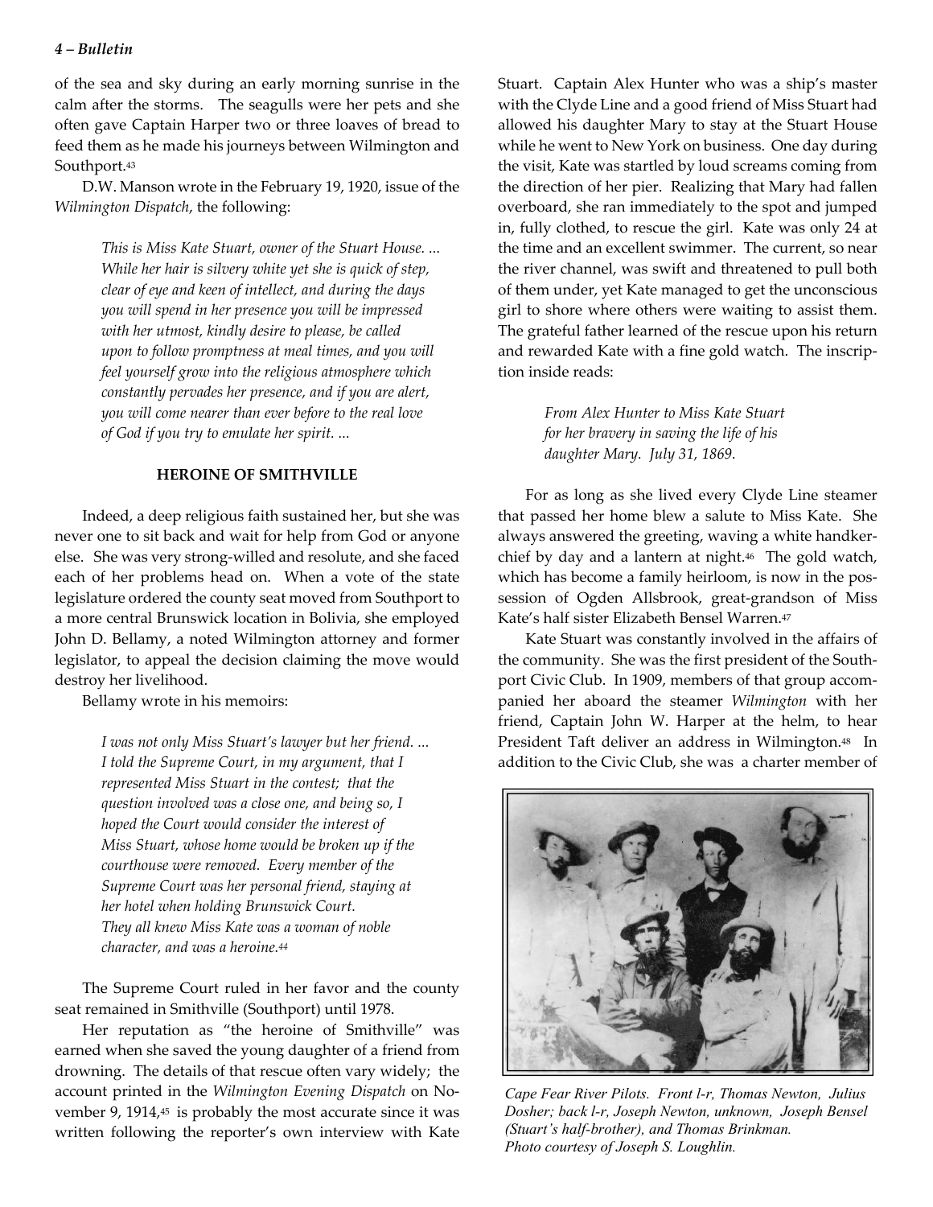of the sea and sky during an early morning sunrise in the calm after the storms. The seagulls were her pets and she often gave Captain Harper two or three loaves of bread to feed them as he made his journeys between Wilmington and Southport.[43]

D.W. Manson wrote in the February 19, 1920, issue of the *Wilmington Dispatch*, the following:

> *This is Miss Kate Stuart, owner of the Stuart House. ... While her hair is silvery white yet she is quick of step, clear of eye and keen of intellect, and during the days you will spend in her presence you will be impressed with her utmost, kindly desire to please, be called upon to follow promptness at meal times, and you will feel yourself grow into the religious atmosphere which constantly pervades her presence, and if you are alert, you will come nearer than ever before to the real love of God if you try to emulate her spirit. ...*

### HEROINE OF SMITHVILLE

Indeed, a deep religious faith sustained her, but she was never one to sit back and wait for help from God or anyone else. She was very strong-willed and resolute, and she faced each of her problems head on. When a vote of the state legislature ordered the county seat moved from Southport to a more central Brunswick location in Bolivia, she employed John D. Bellamy, a noted Wilmington attorney and former legislator, to appeal the decision claiming the move would destroy her livelihood.

Bellamy wrote in his memoirs:

> *I was not only Miss Stuart's lawyer but her friend. ... I told the Supreme Court, in my argument, that I represented Miss Stuart in the contest; that the question involved was a close one, and being so, I hoped the Court would consider the interest of Miss Stuart, whose home would be broken up if the courthouse were removed. Every member of the Supreme Court was her personal friend, staying at her hotel when holding Brunswick Court. They all knew Miss Kate was a woman of noble character, and was a heroine.*[44]

The Supreme Court ruled in her favor and the county seat remained in Smithville (Southport) until 1978.

Her reputation as "the heroine of Smithville" was earned when she saved the young daughter of a friend from drowning. The details of that rescue often vary widely; the account printed in the *Wilmington Evening Dispatch* on November 9, 1914,[45] is probably the most accurate since it was written following the reporter's own interview with Kate Stuart. Captain Alex Hunter who was a ship's master with the Clyde Line and a good friend of Miss Stuart had allowed his daughter Mary to stay at the Stuart House while he went to New York on business. One day during the visit, Kate was startled by loud screams coming from the direction of her pier. Realizing that Mary had fallen overboard, she ran immediately to the spot and jumped in, fully clothed, to rescue the girl. Kate was only 24 at the time and an excellent swimmer. The current, so near the river channel, was swift and threatened to pull both of them under, yet Kate managed to get the unconscious girl to shore where others were waiting to assist them. The grateful father learned of the rescue upon his return and rewarded Kate with a fine gold watch. The inscription inside reads:

> *From Alex Hunter to Miss Kate Stuart for her bravery in saving the life of his daughter Mary. July 31, 1869.*

For as long as she lived every Clyde Line steamer that passed her home blew a salute to Miss Kate. She always answered the greeting, waving a white handkerchief by day and a lantern at night.[46] The gold watch, which has become a family heirloom, is now in the possession of Ogden Allsbrook, great-grandson of Miss Kate's half sister Elizabeth Bensel Warren.[47]

Kate Stuart was constantly involved in the affairs of the community. She was the first president of the Southport Civic Club. In 1909, members of that group accompanied her aboard the steamer *Wilmington* with her friend, Captain John W. Harper at the helm, to hear President Taft deliver an address in Wilmington.[48] In addition to the Civic Club, she was a charter member of

*Cape Fear River Pilots. Front l-r, Thomas Newton, Julius Dosher; back l-r, Joseph Newton, unknown, Joseph Bensel (Stuart's half-brother), and Thomas Brinkman. Photo courtesy of Joseph S. Loughlin.*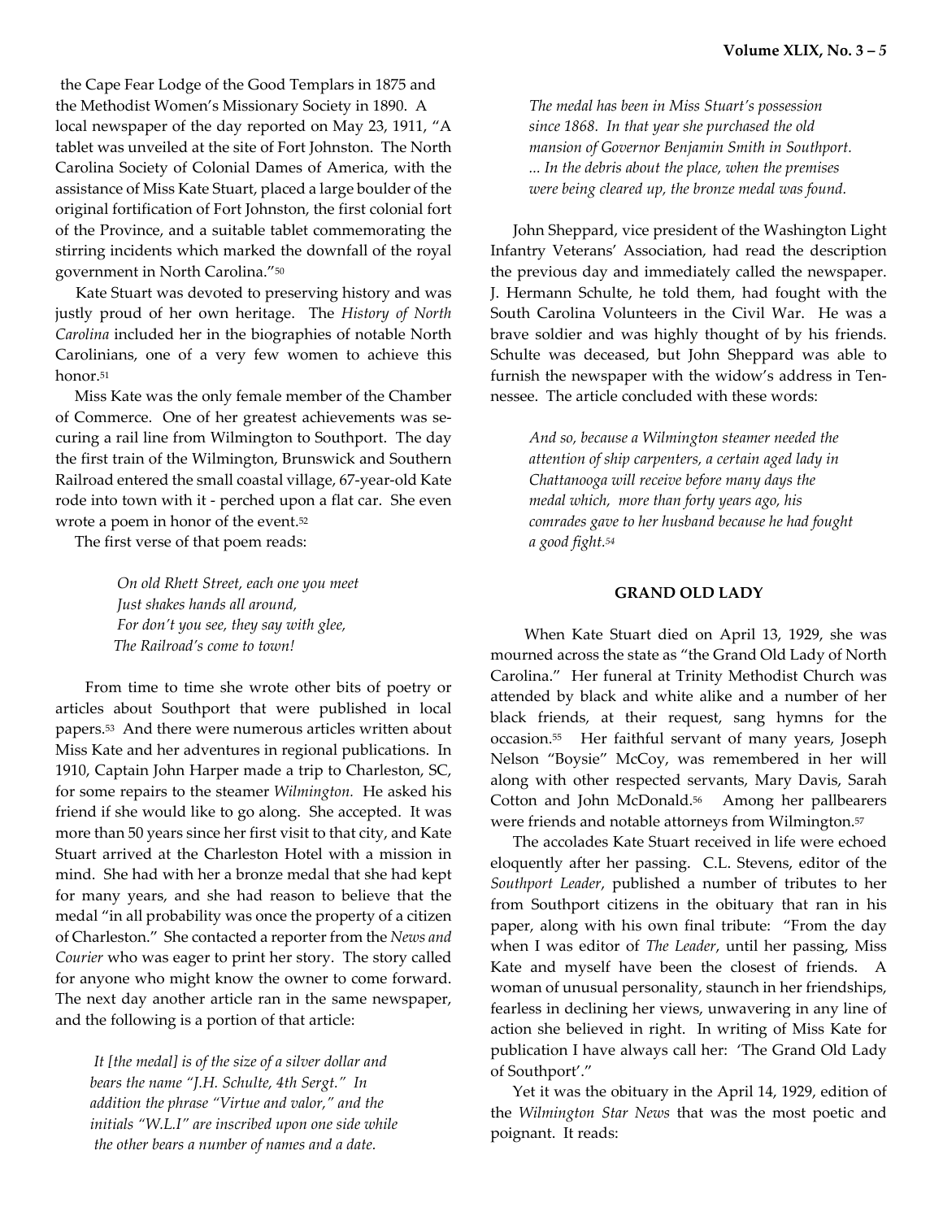the Cape Fear Lodge of the Good Templars in 1875 and the Methodist Women's Missionary Society in 1890. A local newspaper of the day reported on May 23, 1911, "A tablet was unveiled at the site of Fort Johnston. The North Carolina Society of Colonial Dames of America, with the assistance of Miss Kate Stuart, placed a large boulder of the original fortification of Fort Johnston, the first colonial fort of the Province, and a suitable tablet commemorating the stirring incidents which marked the downfall of the royal government in North Carolina."[50]

Kate Stuart was devoted to preserving history and was justly proud of her own heritage. The *History of North Carolina* included her in the biographies of notable North Carolinians, one of a very few women to achieve this honor.[51]

Miss Kate was the only female member of the Chamber of Commerce. One of her greatest achievements was securing a rail line from Wilmington to Southport. The day the first train of the Wilmington, Brunswick and Southern Railroad entered the small coastal village, 67-year-old Kate rode into town with it - perched upon a flat car. She even wrote a poem in honor of the event.[52]

The first verse of that poem reads:

> *On old Rhett Street, each one you meet*
> *Just shakes hands all around,*
> *For don't you see, they say with glee,*
> *The Railroad's come to town!*

From time to time she wrote other bits of poetry or articles about Southport that were published in local papers.[53] And there were numerous articles written about Miss Kate and her adventures in regional publications. In 1910, Captain John Harper made a trip to Charleston, SC, for some repairs to the steamer *Wilmington.* He asked his friend if she would like to go along. She accepted. It was more than 50 years since her first visit to that city, and Kate Stuart arrived at the Charleston Hotel with a mission in mind. She had with her a bronze medal that she had kept for many years, and she had reason to believe that the medal "in all probability was once the property of a citizen of Charleston." She contacted a reporter from the *News and Courier* who was eager to print her story. The story called for anyone who might know the owner to come forward. The next day another article ran in the same newspaper, and the following is a portion of that article:

> *It [the medal] is of the size of a silver dollar and bears the name "J.H. Schulte, 4th Sergt." In addition the phrase "Virtue and valor," and the initials "W.L.I" are inscribed upon one side while the other bears a number of names and a date.*
>
> *The medal has been in Miss Stuart's possession since 1868. In that year she purchased the old mansion of Governor Benjamin Smith in Southport. ... In the debris about the place, when the premises were being cleared up, the bronze medal was found.*

John Sheppard, vice president of the Washington Light Infantry Veterans' Association, had read the description the previous day and immediately called the newspaper. J. Hermann Schulte, he told them, had fought with the South Carolina Volunteers in the Civil War. He was a brave soldier and was highly thought of by his friends. Schulte was deceased, but John Sheppard was able to furnish the newspaper with the widow's address in Tennessee. The article concluded with these words:

> *And so, because a Wilmington steamer needed the attention of ship carpenters, a certain aged lady in Chattanooga will receive before many days the medal which, more than forty years ago, his comrades gave to her husband because he had fought a good fight.[54]*

## GRAND OLD LADY

When Kate Stuart died on April 13, 1929, she was mourned across the state as "the Grand Old Lady of North Carolina." Her funeral at Trinity Methodist Church was attended by black and white alike and a number of her black friends, at their request, sang hymns for the occasion.[55] Her faithful servant of many years, Joseph Nelson "Boysie" McCoy, was remembered in her will along with other respected servants, Mary Davis, Sarah Cotton and John McDonald.[56] Among her pallbearers were friends and notable attorneys from Wilmington.[57]

The accolades Kate Stuart received in life were echoed eloquently after her passing. C.L. Stevens, editor of the *Southport Leader*, published a number of tributes to her from Southport citizens in the obituary that ran in his paper, along with his own final tribute: "From the day when I was editor of *The Leader*, until her passing, Miss Kate and myself have been the closest of friends. A woman of unusual personality, staunch in her friendships, fearless in declining her views, unwavering in any line of action she believed in right. In writing of Miss Kate for publication I have always call her: 'The Grand Old Lady of Southport'."

Yet it was the obituary in the April 14, 1929, edition of the *Wilmington Star News* that was the most poetic and poignant. It reads: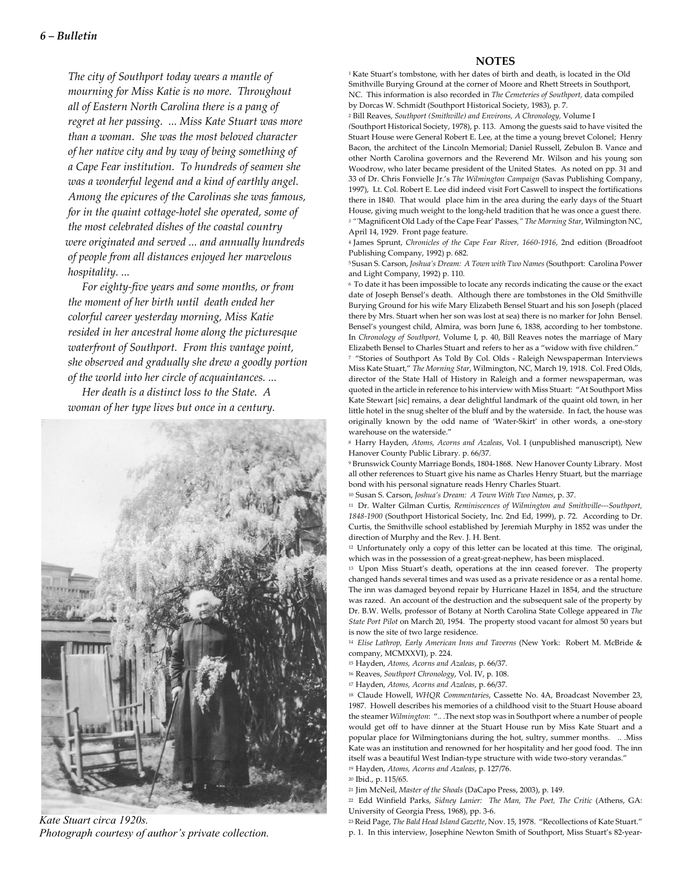*The city of Southport today wears a mantle of mourning for Miss Katie is no more. Throughout all of Eastern North Carolina there is a pang of regret at her passing. ... Miss Kate Stuart was more than a woman. She was the most beloved character of her native city and by way of being something of a Cape Fear institution. To hundreds of seamen she was a wonderful legend and a kind of earthly angel. Among the epicures of the Carolinas she was famous, for in the quaint cottage-hotel she operated, some of the most celebrated dishes of the coastal country were originated and served ... and annually hundreds of people from all distances enjoyed her marvelous hospitality. ...*

*For eighty-five years and some months, or from the moment of her birth until death ended her colorful career yesterday morning, Miss Katie resided in her ancestral home along the picturesque waterfront of Southport. From this vantage point, she observed and gradually she drew a goodly portion of the world into her circle of acquaintances. ...*

*Her death is a distinct loss to the State. A woman of her type lives but once in a century.*

*Kate Stuart circa 1920s.*
*Photograph courtesy of author's private collection.*

## NOTES

[1] Kate Stuart's tombstone, with her dates of birth and death, is located in the Old Smithville Burying Ground at the corner of Moore and Rhett Streets in Southport, NC. This information is also recorded in *The Cemeteries of Southport,* data compiled by Dorcas W. Schmidt (Southport Historical Society, 1983), p. 7.

[2] Bill Reaves, *Southport (Smithville) and Environs, A Chronology,* Volume I (Southport Historical Society, 1978), p. 113. Among the guests said to have visited the Stuart House were General Robert E. Lee, at the time a young brevet Colonel; Henry Bacon, the architect of the Lincoln Memorial; Daniel Russell, Zebulon B. Vance and other North Carolina governors and the Reverend Mr. Wilson and his young son Woodrow, who later became president of the United States. As noted on pp. 31 and 33 of Dr. Chris Fonvielle Jr.'s *The Wilmington Campaign* (Savas Publishing Company, 1997), Lt. Col. Robert E. Lee did indeed visit Fort Caswell to inspect the fortifications there in 1840. That would place him in the area during the early days of the Stuart House, giving much weight to the long-held tradition that he was once a guest there.

[3] "'Magnificent Old Lady of the Cape Fear' Passes,*" The Morning Star*, Wilmington NC, April 14, 1929. Front page feature.

[4] James Sprunt, *Chronicles of the Cape Fear River, 1660-1916,* 2nd edition (Broadfoot Publishing Company, 1992) p. 682.

[5] Susan S. Carson, *Joshua's Dream: A Town with Two Names* (Southport: Carolina Power and Light Company, 1992) p. 110.

[6] To date it has been impossible to locate any records indicating the cause or the exact date of Joseph Bensel's death. Although there are tombstones in the Old Smithville Burying Ground for his wife Mary Elizabeth Bensel Stuart and his son Joseph (placed there by Mrs. Stuart when her son was lost at sea) there is no marker for John Bensel. Bensel's youngest child, Almira, was born June 6, 1838, according to her tombstone. In *Chronology of Southport,* Volume I, p. 40, Bill Reaves notes the marriage of Mary Elizabeth Bensel to Charles Stuart and refers to her as a "widow with five children."

[7] "Stories of Southport As Told By Col. Olds - Raleigh Newspaperman Interviews Miss Kate Stuart," *The Morning Star*, Wilmington, NC, March 19, 1918. Col. Fred Olds, director of the State Hall of History in Raleigh and a former newspaperman, was quoted in the article in reference to his interview with Miss Stuart: "At Southport Miss Kate Stewart [sic] remains, a dear delightful landmark of the quaint old town, in her little hotel in the snug shelter of the bluff and by the waterside. In fact, the house was originally known by the odd name of 'Water-Skirt' in other words, a one-story warehouse on the waterside."

[8] Harry Hayden, *Atoms, Acorns and Azaleas*, Vol. I (unpublished manuscript), New Hanover County Public Library. p. 66/37.

[9] Brunswick County Marriage Bonds, 1804-1868. New Hanover County Library. Most all other references to Stuart give his name as Charles Henry Stuart, but the marriage bond with his personal signature reads Henry Charles Stuart.

[10] Susan S. Carson, *Joshua's Dream: A Town With Two Names*, p. 37.

[11] Dr. Walter Gilman Curtis, *Reminiscences of Wilmington and Smithville---Southport, 1848-1900* (Southport Historical Society, Inc. 2nd Ed, 1999), p. 72. According to Dr. Curtis, the Smithville school established by Jeremiah Murphy in 1852 was under the direction of Murphy and the Rev. J. H. Bent.

[12] Unfortunately only a copy of this letter can be located at this time. The original, which was in the possession of a great-great-nephew, has been misplaced.

[13] Upon Miss Stuart's death, operations at the inn ceased forever. The property changed hands several times and was used as a private residence or as a rental home. The inn was damaged beyond repair by Hurricane Hazel in 1854, and the structure was razed. An account of the destruction and the subsequent sale of the property by Dr. B.W. Wells, professor of Botany at North Carolina State College appeared in *The State Port Pilot* on March 20, 1954. The property stood vacant for almost 50 years but is now the site of two large residence.

[14] *Elise Lathrop, Early American Inns and Taverns* (New York: Robert M. McBride & company, MCMXXVI), p. 224.

[15] Hayden, *Atoms, Acorns and Azaleas*, p. 66/37.

[16] Reaves, *Southport Chronology*, Vol. IV, p. 108.

[17] Hayden, *Atoms, Acorns and Azaleas*, p. 66/37.

[18] Claude Howell, *WHQR Commentaries*, Cassette No. 4A, Broadcast November 23, 1987. Howell describes his memories of a childhood visit to the Stuart House aboard the steamer *Wilmington*: ".. .The next stop was in Southport where a number of people would get off to have dinner at the Stuart House run by Miss Kate Stuart and a popular place for Wilmingtonians during the hot, sultry, summer months. .. .Miss Kate was an institution and renowned for her hospitality and her good food. The inn itself was a beautiful West Indian-type structure with wide two-story verandas."

[19] Hayden, *Atoms, Acorns and Azaleas*, p. 127/76.

[20] Ibid., p. 115/65.

[21] Jim McNeil, *Master of the Shoals* (DaCapo Press, 2003), p. 149.

[22] Edd Winfield Parks, *Sidney Lanier: The Man, The Poet, The Critic* (Athens, GA: University of Georgia Press, 1968), pp. 3-6.

[23] Reid Page, *The Bald Head Island Gazette*, Nov. 15, 1978. "Recollections of Kate Stuart." p. 1. In this interview, Josephine Newton Smith of Southport, Miss Stuart's 82-year-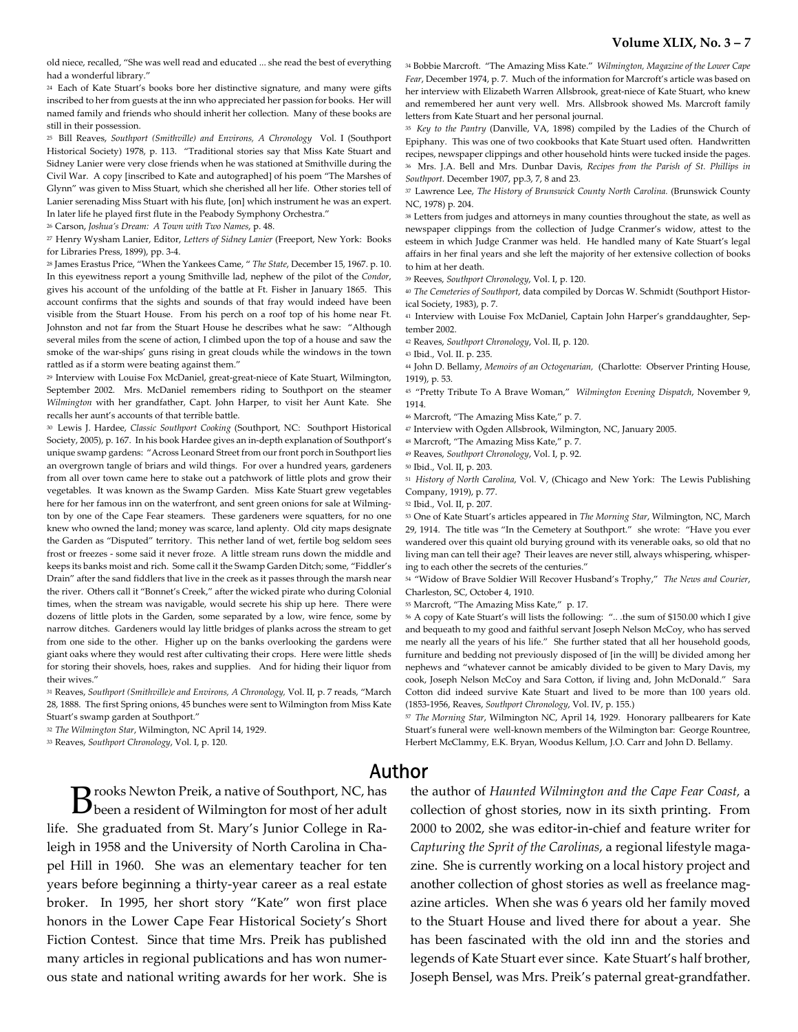old niece, recalled, "She was well read and educated ... she read the best of everything had a wonderful library."

[24] Each of Kate Stuart's books bore her distinctive signature, and many were gifts inscribed to her from guests at the inn who appreciated her passion for books. Her will named family and friends who should inherit her collection. Many of these books are still in their possession.

[25] Bill Reaves, *Southport (Smithville) and Environs, A Chronology* Vol. I (Southport Historical Society) 1978, p. 113. "Traditional stories say that Miss Kate Stuart and Sidney Lanier were very close friends when he was stationed at Smithville during the Civil War. A copy [inscribed to Kate and autographed] of his poem "The Marshes of Glynn" was given to Miss Stuart, which she cherished all her life. Other stories tell of Lanier serenading Miss Stuart with his flute, [on] which instrument he was an expert. In later life he played first flute in the Peabody Symphony Orchestra."

[26] Carson, *Joshua's Dream: A Town with Two Names*, p. 48.

[27] Henry Wysham Lanier, Editor, *Letters of Sidney Lanier* (Freeport, New York: Books for Libraries Press, 1899), pp. 3-4.

[28] James Erastus Price, "When the Yankees Came, " *The State*, December 15, 1967. p. 10. In this eyewitness report a young Smithville lad, nephew of the pilot of the *Condor*, gives his account of the unfolding of the battle at Ft. Fisher in January 1865. This account confirms that the sights and sounds of that fray would indeed have been visible from the Stuart House. From his perch on a roof top of his home near Ft. Johnston and not far from the Stuart House he describes what he saw: "Although several miles from the scene of action, I climbed upon the top of a house and saw the smoke of the war-ships' guns rising in great clouds while the windows in the town rattled as if a storm were beating against them."

[29] Interview with Louise Fox McDaniel, great-great-niece of Kate Stuart, Wilmington, September 2002. Mrs. McDaniel remembers riding to Southport on the steamer *Wilmington* with her grandfather, Capt. John Harper, to visit her Aunt Kate. She recalls her aunt's accounts of that terrible battle.

[30] Lewis J. Hardee, *Classic Southport Cooking* (Southport, NC: Southport Historical Society, 2005), p. 167. In his book Hardee gives an in-depth explanation of Southport's unique swamp gardens: "Across Leonard Street from our front porch in Southport lies an overgrown tangle of briars and wild things. For over a hundred years, gardeners from all over town came here to stake out a patchwork of little plots and grow their vegetables. It was known as the Swamp Garden. Miss Kate Stuart grew vegetables here for her famous inn on the waterfront, and sent green onions for sale at Wilmington by one of the Cape Fear steamers. These gardeners were squatters, for no one knew who owned the land; money was scarce, land aplenty. Old city maps designate the Garden as "Disputed" territory. This nether land of wet, fertile bog seldom sees frost or freezes - some said it never froze. A little stream runs down the middle and keeps its banks moist and rich. Some call it the Swamp Garden Ditch; some, "Fiddler's Drain" after the sand fiddlers that live in the creek as it passes through the marsh near the river. Others call it "Bonnet's Creek," after the wicked pirate who during Colonial times, when the stream was navigable, would secrete his ship up here. There were dozens of little plots in the Garden, some separated by a low, wire fence, some by narrow ditches. Gardeners would lay little bridges of planks across the stream to get from one side to the other. Higher up on the banks overlooking the gardens were giant oaks where they would rest after cultivating their crops. Here were little sheds for storing their shovels, hoes, rakes and supplies. And for hiding their liquor from their wives."

[31] Reaves, *Southport (Smithville)e and Environs, A Chronology*, Vol. II, p. 7 reads, "March 28, 1888. The first Spring onions, 45 bunches were sent to Wilmington from Miss Kate Stuart's swamp garden at Southport."

[32] *The Wilmington Star*, Wilmington, NC April 14, 1929.

[33] Reaves, *Southport Chronology*, Vol. I, p. 120.

[34] Bobbie Marcroft. "The Amazing Miss Kate." *Wilmington, Magazine of the Lower Cape Fear*, December 1974, p. 7. Much of the information for Marcroft's article was based on her interview with Elizabeth Warren Allsbrook, great-niece of Kate Stuart, who knew and remembered her aunt very well. Mrs. Allsbrook showed Ms. Marcroft family letters from Kate Stuart and her personal journal.

[35] *Key to the Pantry* (Danville, VA, 1898) compiled by the Ladies of the Church of Epiphany. This was one of two cookbooks that Kate Stuart used often. Handwritten recipes, newspaper clippings and other household hints were tucked inside the pages.

[36] Mrs. J.A. Bell and Mrs. Dunbar Davis, *Recipes from the Parish of St. Phillips in Southport*. December 1907, pp.3, 7, 8 and 23.

[37] Lawrence Lee, *The History of Brunswick County North Carolina*. (Brunswick County NC, 1978) p. 204.

[38] Letters from judges and attorneys in many counties throughout the state, as well as newspaper clippings from the collection of Judge Cranmer's widow, attest to the esteem in which Judge Cranmer was held. He handled many of Kate Stuart's legal affairs in her final years and she left the majority of her extensive collection of books to him at her death.

[39] Reeves, *Southport Chronology*, Vol. I, p. 120.

[40] *The Cemeteries of Southport*, data compiled by Dorcas W. Schmidt (Southport Historical Society, 1983), p. 7.

[41] Interview with Louise Fox McDaniel, Captain John Harper's granddaughter, September 2002.

[42] Reaves, *Southport Chronology*, Vol. II, p. 120.

[43] Ibid., Vol. II. p. 235.

[44] John D. Bellamy, *Memoirs of an Octogenarian*, (Charlotte: Observer Printing House, 1919), p. 53.

[45] "Pretty Tribute To A Brave Woman," *Wilmington Evening Dispatch*, November 9, 1914.

[46] Marcroft, "The Amazing Miss Kate," p. 7.

[47] Interview with Ogden Allsbrook, Wilmington, NC, January 2005.

[48] Marcroft, "The Amazing Miss Kate," p. 7.

[49] Reaves, *Southport Chronology*, Vol. I, p. 92.

[50] Ibid., Vol. II, p. 203.

[51] *History of North Carolina*, Vol. V, (Chicago and New York: The Lewis Publishing Company, 1919), p. 77.

[52] Ibid., Vol. II, p. 207.

[53] One of Kate Stuart's articles appeared in *The Morning Star*, Wilmington, NC, March 29, 1914. The title was "In the Cemetery at Southport." she wrote: "Have you ever wandered over this quaint old burying ground with its venerable oaks, so old that no living man can tell their age? Their leaves are never still, always whispering, whispering to each other the secrets of the centuries."

[54] "Widow of Brave Soldier Will Recover Husband's Trophy," *The News and Courier*, Charleston, SC, October 4, 1910.

[55] Marcroft, "The Amazing Miss Kate," p. 17.

[56] A copy of Kate Stuart's will lists the following: ".. .the sum of $150.00 which I give and bequeath to my good and faithful servant Joseph Nelson McCoy, who has served me nearly all the years of his life." She further stated that all her household goods, furniture and bedding not previously disposed of [in the will] be divided among her nephews and "whatever cannot be amicably divided to be given to Mary Davis, my cook, Joseph Nelson McCoy and Sara Cotton, if living and, John McDonald." Sara Cotton did indeed survive Kate Stuart and lived to be more than 100 years old. (1853-1956, Reaves, *Southport Chronology*, Vol. IV, p. 155.)

[57] *The Morning Star*, Wilmington NC, April 14, 1929. Honorary pallbearers for Kate Stuart's funeral were well-known members of the Wilmington bar: George Rountree, Herbert McClammy, E.K. Bryan, Woodus Kellum, J.O. Carr and John D. Bellamy.

## Author

Brooks Newton Preik, a native of Southport, NC, has been a resident of Wilmington for most of her adult life. She graduated from St. Mary's Junior College in Raleigh in 1958 and the University of North Carolina in Chapel Hill in 1960. She was an elementary teacher for ten years before beginning a thirty-year career as a real estate broker. In 1995, her short story "Kate" won first place honors in the Lower Cape Fear Historical Society's Short Fiction Contest. Since that time Mrs. Preik has published many articles in regional publications and has won numerous state and national writing awards for her work. She is the author of *Haunted Wilmington and the Cape Fear Coast*, a collection of ghost stories, now in its sixth printing. From 2000 to 2002, she was editor-in-chief and feature writer for *Capturing the Sprit of the Carolinas*, a regional lifestyle magazine. She is currently working on a local history project and another collection of ghost stories as well as freelance magazine articles. When she was 6 years old her family moved to the Stuart House and lived there for about a year. She has been fascinated with the old inn and the stories and legends of Kate Stuart ever since. Kate Stuart's half brother, Joseph Bensel, was Mrs. Preik's paternal great-grandfather.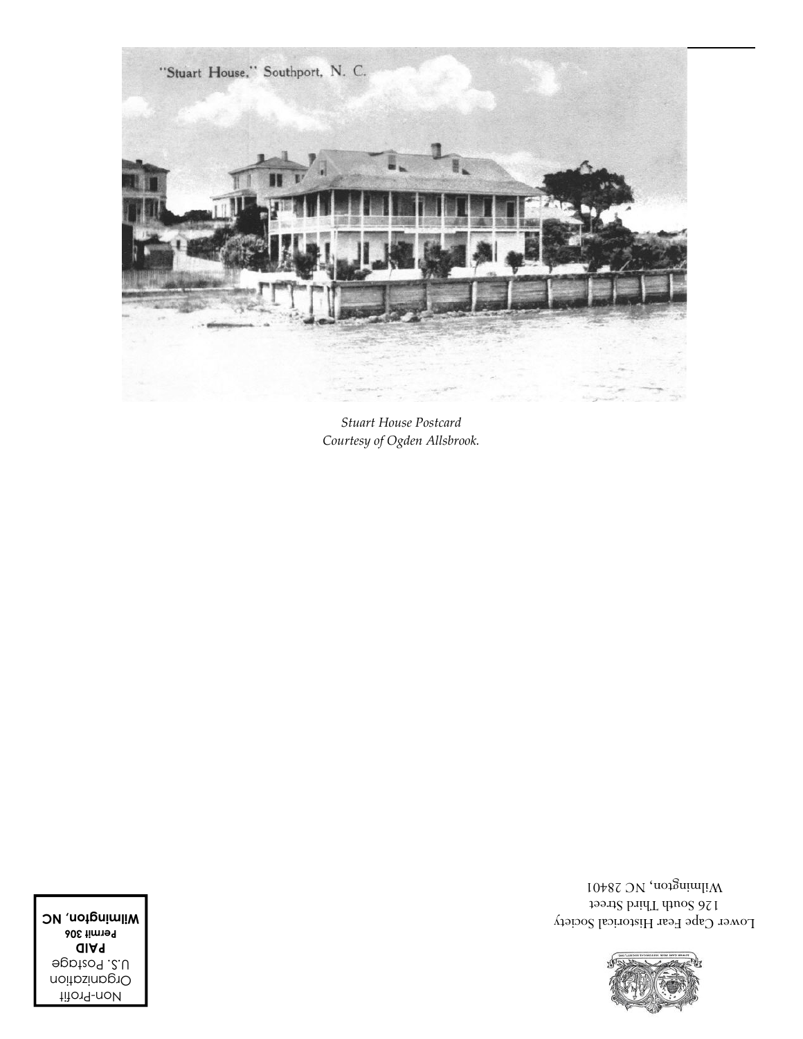*Stuart House Postcard*
*Courtesy of Ogden Allsbrook.*

Lower Cape Fear Historical Society
126 South Third Street
Wilmington, NC 28401

Non-Profit
Organization
U.S. Postage
**PAID**
**Permit 306**
**Wilmington, NC**